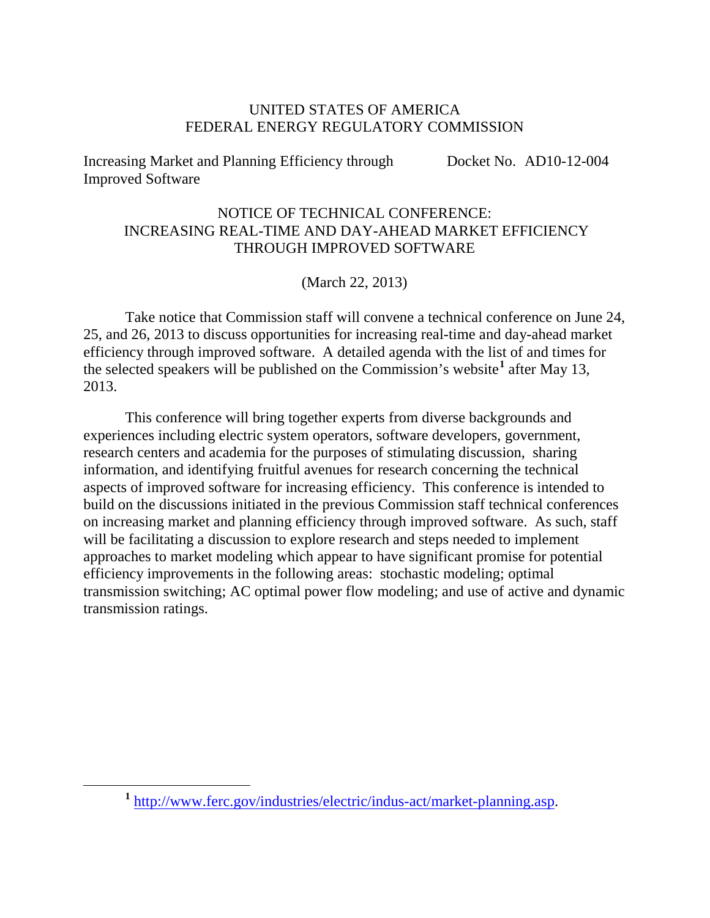UNITED STATES OF AMERICA
FEDERAL ENERGY REGULATORY COMMISSION

Increasing Market and Planning Efficiency through Improved Software — Docket No. AD10-12-004

# NOTICE OF TECHNICAL CONFERENCE: INCREASING REAL-TIME AND DAY-AHEAD MARKET EFFICIENCY THROUGH IMPROVED SOFTWARE

(March 22, 2013)

Take notice that Commission staff will convene a technical conference on June 24, 25, and 26, 2013 to discuss opportunities for increasing real-time and day-ahead market efficiency through improved software. A detailed agenda with the list of and times for the selected speakers will be published on the Commission's website[1] after May 13, 2013.

This conference will bring together experts from diverse backgrounds and experiences including electric system operators, software developers, government, research centers and academia for the purposes of stimulating discussion, sharing information, and identifying fruitful avenues for research concerning the technical aspects of improved software for increasing efficiency. This conference is intended to build on the discussions initiated in the previous Commission staff technical conferences on increasing market and planning efficiency through improved software. As such, staff will be facilitating a discussion to explore research and steps needed to implement approaches to market modeling which appear to have significant promise for potential efficiency improvements in the following areas: stochastic modeling; optimal transmission switching; AC optimal power flow modeling; and use of active and dynamic transmission ratings.

---

[1] http://www.ferc.gov/industries/electric/indus-act/market-planning.asp.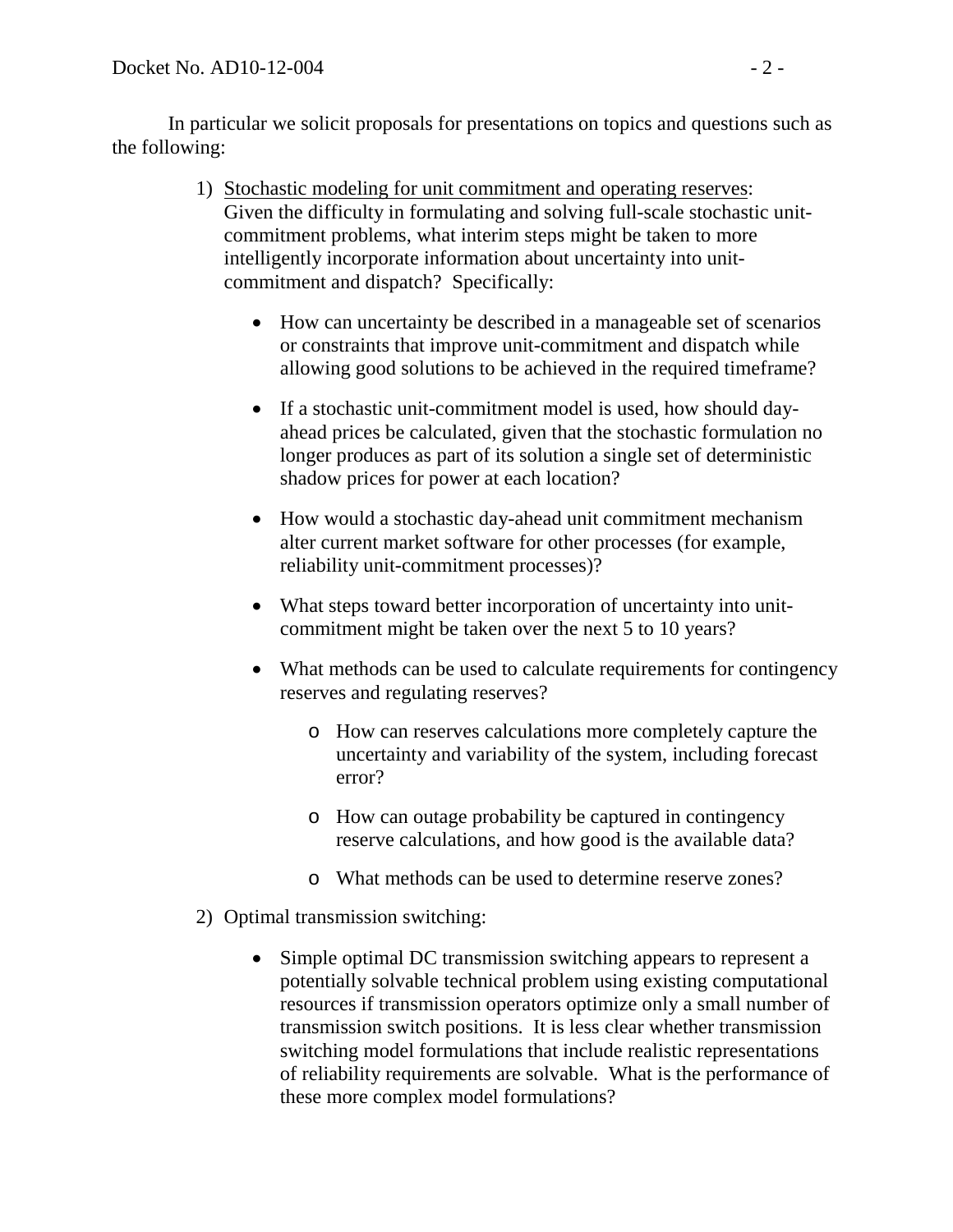In particular we solicit proposals for presentations on topics and questions such as the following:

1) <u>Stochastic modeling for unit commitment and operating reserves</u>: Given the difficulty in formulating and solving full-scale stochastic unit-commitment problems, what interim steps might be taken to more intelligently incorporate information about uncertainty into unit-commitment and dispatch? Specifically:

   - How can uncertainty be described in a manageable set of scenarios or constraints that improve unit-commitment and dispatch while allowing good solutions to be achieved in the required timeframe?

   - If a stochastic unit-commitment model is used, how should day-ahead prices be calculated, given that the stochastic formulation no longer produces as part of its solution a single set of deterministic shadow prices for power at each location?

   - How would a stochastic day-ahead unit commitment mechanism alter current market software for other processes (for example, reliability unit-commitment processes)?

   - What steps toward better incorporation of uncertainty into unit-commitment might be taken over the next 5 to 10 years?

   - What methods can be used to calculate requirements for contingency reserves and regulating reserves?

     - How can reserves calculations more completely capture the uncertainty and variability of the system, including forecast error?

     - How can outage probability be captured in contingency reserve calculations, and how good is the available data?

     - What methods can be used to determine reserve zones?

2) Optimal transmission switching:

   - Simple optimal DC transmission switching appears to represent a potentially solvable technical problem using existing computational resources if transmission operators optimize only a small number of transmission switch positions. It is less clear whether transmission switching model formulations that include realistic representations of reliability requirements are solvable. What is the performance of these more complex model formulations?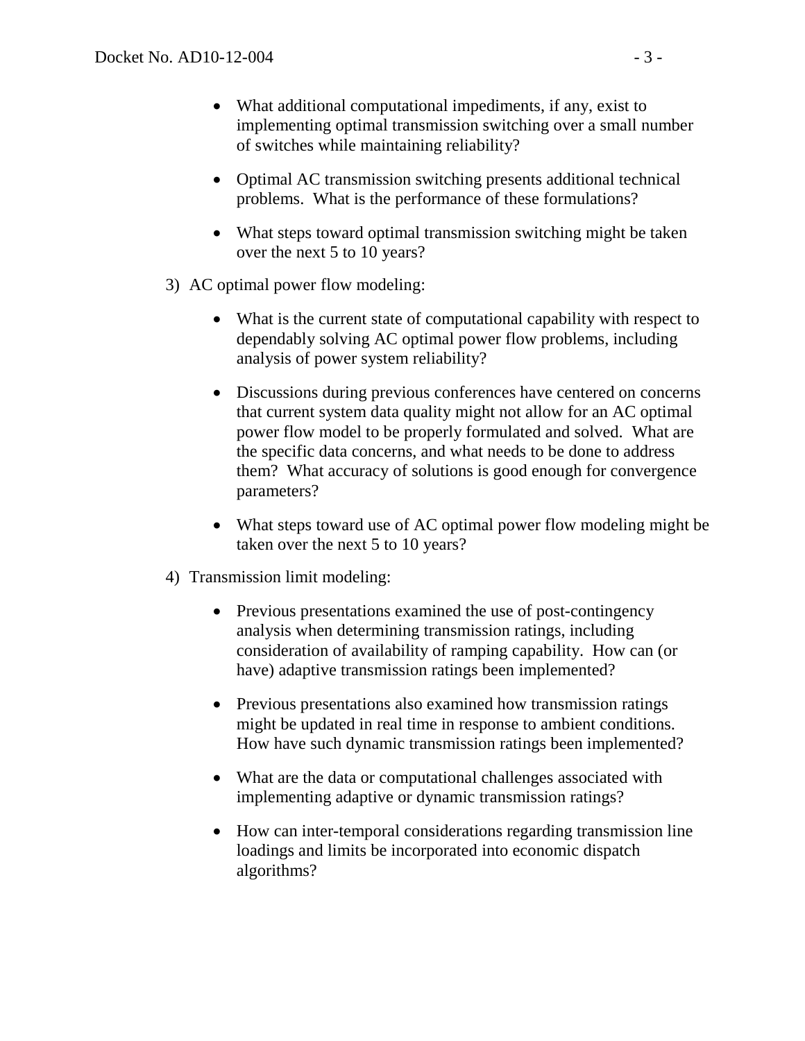- What additional computational impediments, if any, exist to implementing optimal transmission switching over a small number of switches while maintaining reliability?

- Optimal AC transmission switching presents additional technical problems. What is the performance of these formulations?

- What steps toward optimal transmission switching might be taken over the next 5 to 10 years?

3) AC optimal power flow modeling:

    - What is the current state of computational capability with respect to dependably solving AC optimal power flow problems, including analysis of power system reliability?

    - Discussions during previous conferences have centered on concerns that current system data quality might not allow for an AC optimal power flow model to be properly formulated and solved. What are the specific data concerns, and what needs to be done to address them? What accuracy of solutions is good enough for convergence parameters?

    - What steps toward use of AC optimal power flow modeling might be taken over the next 5 to 10 years?

4) Transmission limit modeling:

    - Previous presentations examined the use of post-contingency analysis when determining transmission ratings, including consideration of availability of ramping capability. How can (or have) adaptive transmission ratings been implemented?

    - Previous presentations also examined how transmission ratings might be updated in real time in response to ambient conditions. How have such dynamic transmission ratings been implemented?

    - What are the data or computational challenges associated with implementing adaptive or dynamic transmission ratings?

    - How can inter-temporal considerations regarding transmission line loadings and limits be incorporated into economic dispatch algorithms?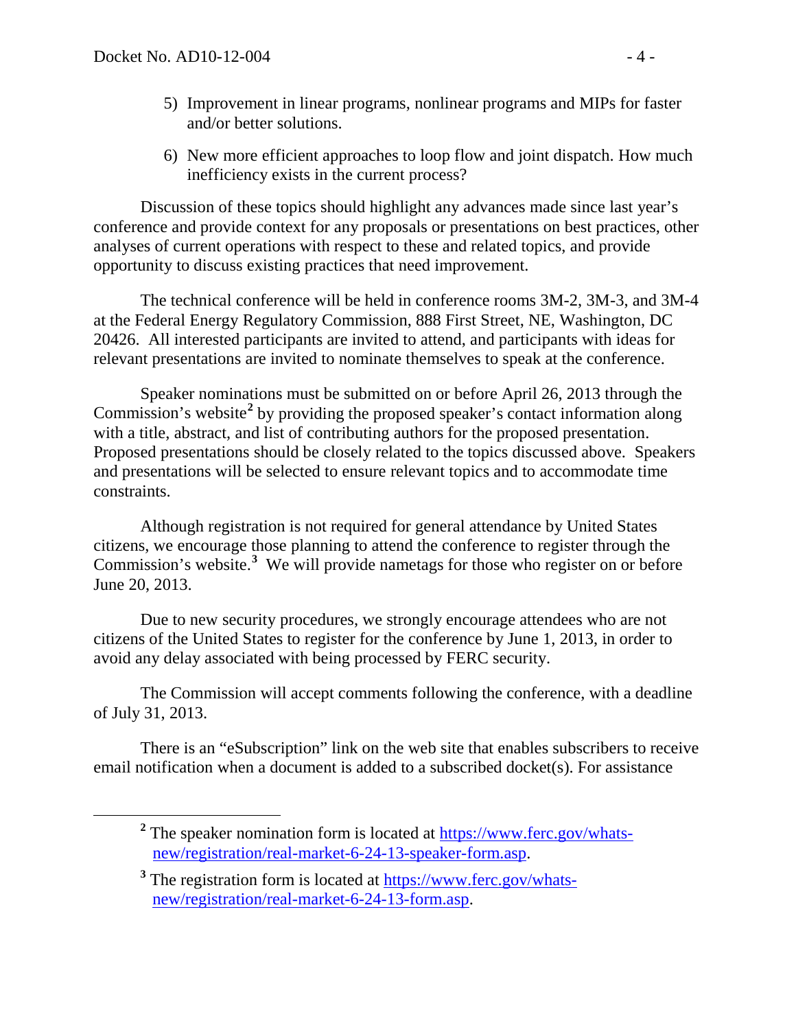5) Improvement in linear programs, nonlinear programs and MIPs for faster and/or better solutions.

6) New more efficient approaches to loop flow and joint dispatch. How much inefficiency exists in the current process?

Discussion of these topics should highlight any advances made since last year's conference and provide context for any proposals or presentations on best practices, other analyses of current operations with respect to these and related topics, and provide opportunity to discuss existing practices that need improvement.

The technical conference will be held in conference rooms 3M-2, 3M-3, and 3M-4 at the Federal Energy Regulatory Commission, 888 First Street, NE, Washington, DC 20426. All interested participants are invited to attend, and participants with ideas for relevant presentations are invited to nominate themselves to speak at the conference.

Speaker nominations must be submitted on or before April 26, 2013 through the Commission's website[2] by providing the proposed speaker's contact information along with a title, abstract, and list of contributing authors for the proposed presentation. Proposed presentations should be closely related to the topics discussed above. Speakers and presentations will be selected to ensure relevant topics and to accommodate time constraints.

Although registration is not required for general attendance by United States citizens, we encourage those planning to attend the conference to register through the Commission's website.[3] We will provide nametags for those who register on or before June 20, 2013.

Due to new security procedures, we strongly encourage attendees who are not citizens of the United States to register for the conference by June 1, 2013, in order to avoid any delay associated with being processed by FERC security.

The Commission will accept comments following the conference, with a deadline of July 31, 2013.

There is an "eSubscription" link on the web site that enables subscribers to receive email notification when a document is added to a subscribed docket(s). For assistance

---

[2] The speaker nomination form is located at https://www.ferc.gov/whats-new/registration/real-market-6-24-13-speaker-form.asp.

[3] The registration form is located at https://www.ferc.gov/whats-new/registration/real-market-6-24-13-form.asp.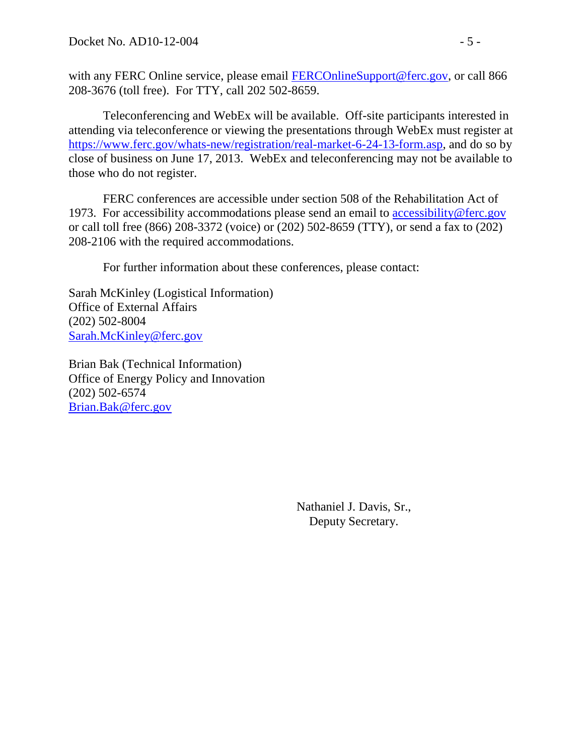with any FERC Online service, please email FERCOnlineSupport@ferc.gov, or call 866 208-3676 (toll free). For TTY, call 202 502-8659.

Teleconferencing and WebEx will be available. Off-site participants interested in attending via teleconference or viewing the presentations through WebEx must register at https://www.ferc.gov/whats-new/registration/real-market-6-24-13-form.asp, and do so by close of business on June 17, 2013. WebEx and teleconferencing may not be available to those who do not register.

FERC conferences are accessible under section 508 of the Rehabilitation Act of 1973. For accessibility accommodations please send an email to accessibility@ferc.gov or call toll free (866) 208-3372 (voice) or (202) 502-8659 (TTY), or send a fax to (202) 208-2106 with the required accommodations.

For further information about these conferences, please contact:

Sarah McKinley (Logistical Information)
Office of External Affairs
(202) 502-8004
Sarah.McKinley@ferc.gov

Brian Bak (Technical Information)
Office of Energy Policy and Innovation
(202) 502-6574
Brian.Bak@ferc.gov

Nathaniel J. Davis, Sr.,
Deputy Secretary.